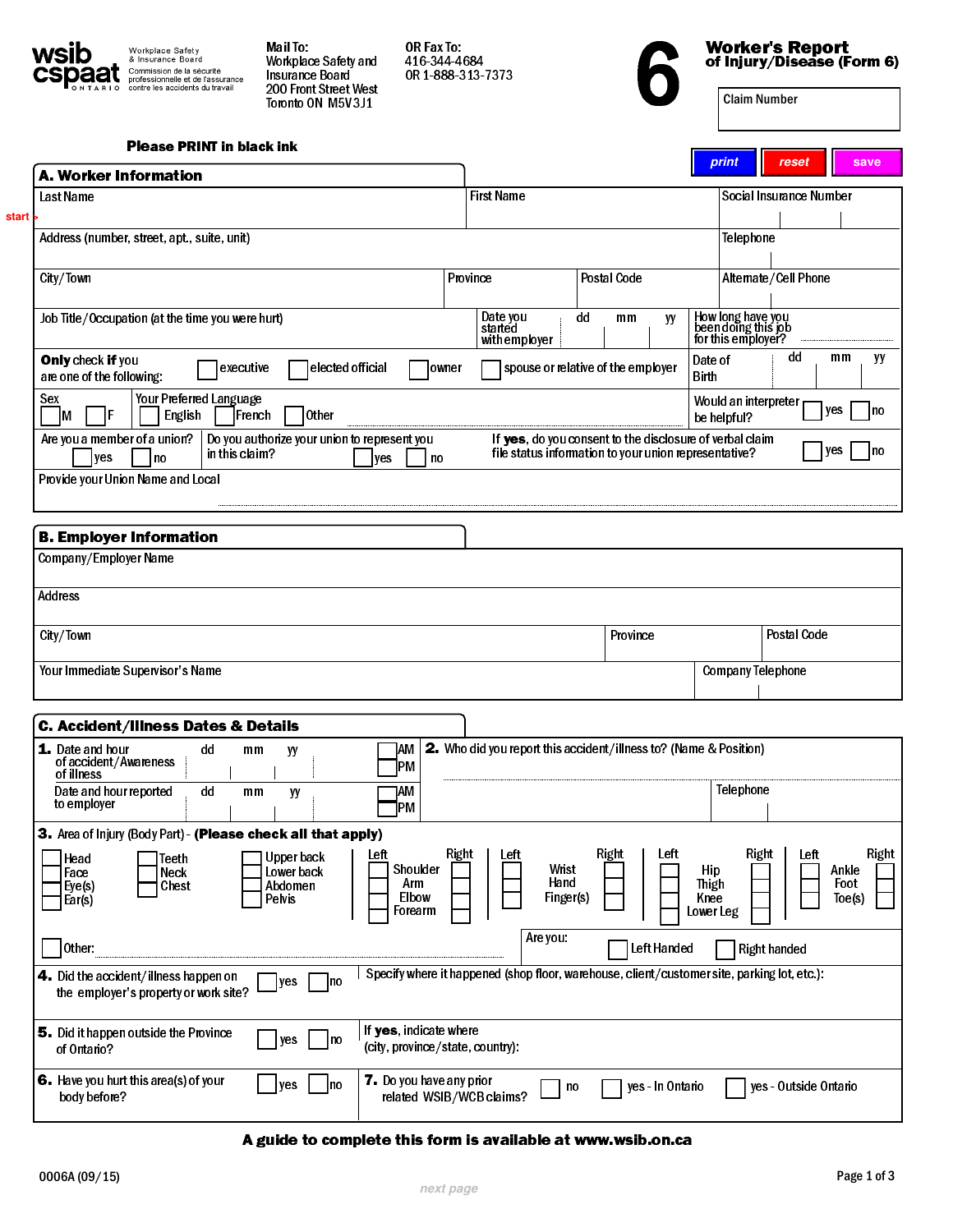wsib cspaat ONTARIO — Workplace Safety & Insurance Board / Commission de la sécurité professionnelle et de l'assurance contre les accidents du travail

**Mail To:**
Workplace Safety and Insurance Board
200 Front Street West
Toronto ON M5V 3J1

**OR Fax To:**
416-344-4684
OR 1-888-313-7373

# 6 Worker's Report of Injury/Disease (Form 6)

Claim Number

**Please PRINT in black ink**

print | reset | save

## A. Worker Information

| Last Name | First Name | Social Insurance Number |
|---|---|---|
| Address (number, street, apt., suite, unit) | | Telephone |
| City/Town | Province / Postal Code | Alternate/Cell Phone |
| Job Title/Occupation (at the time you were hurt) | Date you started with employer (dd mm yy) | How long have you been doing this job for this employer? |

**Only** check **if** you are one of the following: ☐ executive ☐ elected official ☐ owner ☐ spouse or relative of the employer

Date of Birth (dd mm yy)

Sex ☐ M ☐ F

Your Preferred Language ☐ English ☐ French ☐ Other

Would an interpreter be helpful? ☐ yes ☐ no

Are you a member of a union? ☐ yes ☐ no

Do you authorize your union to represent you in this claim? ☐ yes ☐ no

If **yes**, do you consent to the disclosure of verbal claim file status information to your union representative? ☐ yes ☐ no

Provide your Union Name and Local

## B. Employer Information

| Company/Employer Name | | |
|---|---|---|
| Address | | |
| City/Town | Province | Postal Code |
| Your Immediate Supervisor's Name | | Company Telephone |

## C. Accident/Illness Dates & Details

**1.** Date and hour of accident/Awareness of illness (dd mm yy) ☐ AM ☐ PM

Date and hour reported to employer (dd mm yy) ☐ AM ☐ PM

**2.** Who did you report this accident/illness to? (Name & Position)

Telephone

**3.** Area of Injury (Body Part) - **(Please check all that apply)**

☐ Head ☐ Face ☐ Eye(s) ☐ Ear(s)

☐ Teeth ☐ Neck ☐ Chest

☐ Upper back ☐ Lower back ☐ Abdomen ☐ Pelvis

| Left | | Right |
|---|---|---|
| ☐ | Shoulder | ☐ |
| ☐ | Arm | ☐ |
| ☐ | Elbow | ☐ |
| ☐ | Forearm | ☐ |

| Left | | Right |
|---|---|---|
| ☐ | Wrist | ☐ |
| ☐ | Hand | ☐ |
| ☐ | Finger(s) | ☐ |

| Left | | Right |
|---|---|---|
| ☐ | Hip | ☐ |
| ☐ | Thigh | ☐ |
| ☐ | Knee | ☐ |
| ☐ | Lower Leg | ☐ |

| Left | | Right |
|---|---|---|
| ☐ | Ankle | ☐ |
| ☐ | Foot | ☐ |
| ☐ | Toe(s) | ☐ |

☐ Other:

Are you: ☐ Left Handed ☐ Right handed

**4.** Did the accident/illness happen on the employer's property or work site? ☐ yes ☐ no

Specify where it happened (shop floor, warehouse, client/customer site, parking lot, etc.):

**5.** Did it happen outside the Province of Ontario? ☐ yes ☐ no

If **yes**, indicate where (city, province/state, country):

**6.** Have you hurt this area(s) of your body before? ☐ yes ☐ no

**7.** Do you have any prior related WSIB/WCB claims? ☐ no ☐ yes - In Ontario ☐ yes - Outside Ontario

**A guide to complete this form is available at www.wsib.on.ca**

0006A (09/15)

next page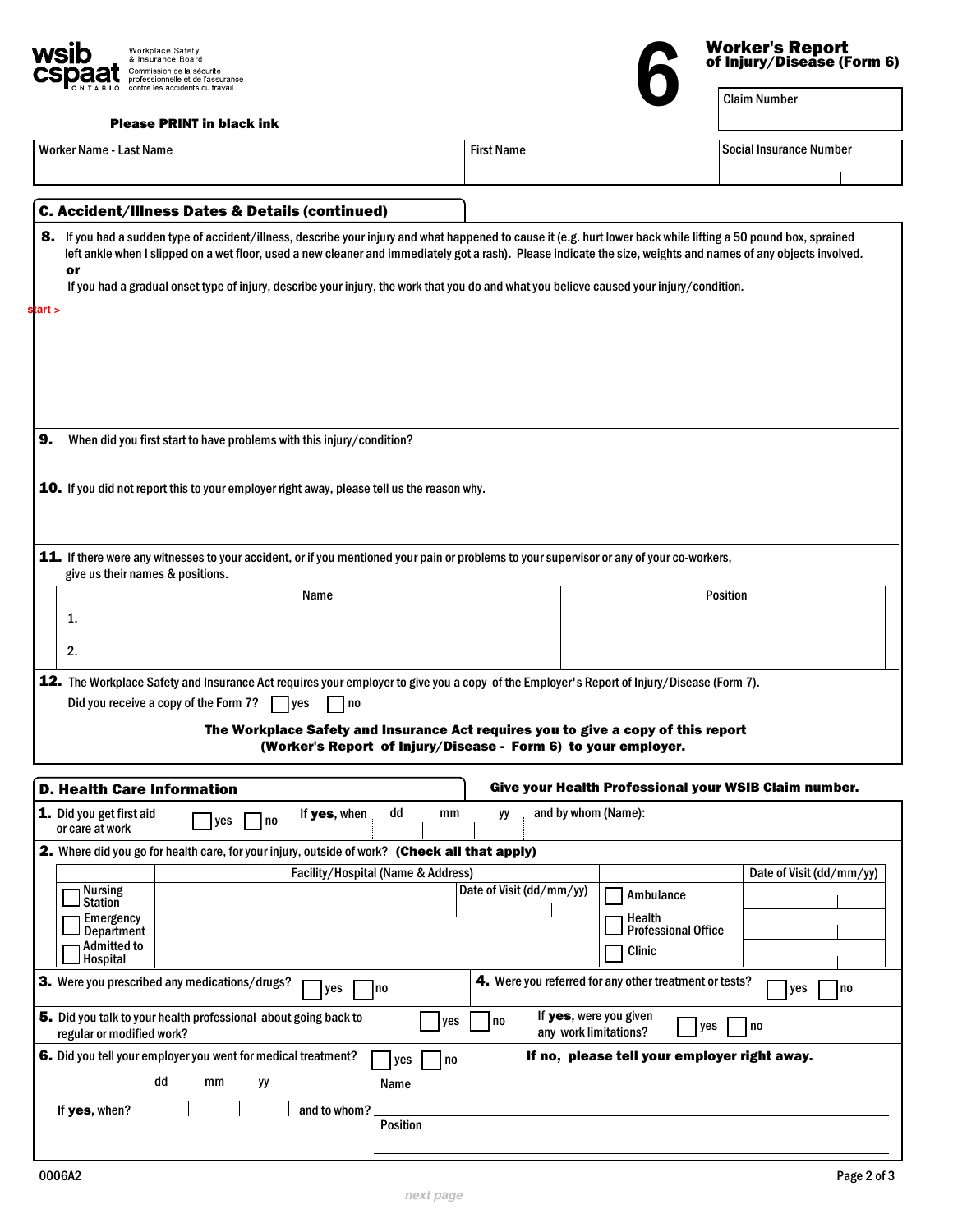Workplace Safety & Insurance Board
Commission de la sécurité professionnelle et de l'assurance contre les accidents du travail
ONTARIO

# 6 Worker's Report of Injury/Disease (Form 6)

| Claim Number |
| --- |
| |

**Please PRINT in black ink**

| Worker Name - Last Name | First Name | Social Insurance Number |
| --- | --- | --- |
| | | |

## C. Accident/Illness Dates & Details (continued)

**8.** If you had a sudden type of accident/illness, describe your injury and what happened to cause it (e.g. hurt lower back while lifting a 50 pound box, sprained left ankle when I slipped on a wet floor, used a new cleaner and immediately got a rash). Please indicate the size, weights and names of any objects involved.
**or**
If you had a gradual onset type of injury, describe your injury, the work that you do and what you believe caused your injury/condition.

start >

**9.** When did you first start to have problems with this injury/condition?

**10.** If you did not report this to your employer right away, please tell us the reason why.

**11.** If there were any witnesses to your accident, or if you mentioned your pain or problems to your supervisor or any of your co-workers, give us their names & positions.

| Name | Position |
| --- | --- |
| 1. | |
| 2. | |

**12.** The Workplace Safety and Insurance Act requires your employer to give you a copy of the Employer's Report of Injury/Disease (Form 7).

Did you receive a copy of the Form 7? ☐ yes ☐ no

**The Workplace Safety and Insurance Act requires you to give a copy of this report (Worker's Report of Injury/Disease - Form 6) to your employer.**

## D. Health Care Information

**Give your Health Professional your WSIB Claim number.**

**1.** Did you get first aid or care at work ☐ yes ☐ no If **yes**, when dd mm yy and by whom (Name):

**2.** Where did you go for health care, for your injury, outside of work? **(Check all that apply)**

| | Facility/Hospital (Name & Address) | Date of Visit (dd/mm/yy) | | Date of Visit (dd/mm/yy) |
| --- | --- | --- | --- | --- |
| ☐ Nursing Station | | | ☐ Ambulance | |
| ☐ Emergency Department | | | ☐ Health Professional Office | |
| ☐ Admitted to Hospital | | | ☐ Clinic | |

**3.** Were you prescribed any medications/drugs? ☐ yes ☐ no

**4.** Were you referred for any other treatment or tests? ☐ yes ☐ no

**5.** Did you talk to your health professional about going back to regular or modified work? ☐ yes ☐ no If **yes**, were you given any work limitations? ☐ yes ☐ no

**6.** Did you tell your employer you went for medical treatment? ☐ yes ☐ no **If no, please tell your employer right away.**

If **yes**, when? dd mm yy and to whom? Name ______ Position ______

0006A2

next page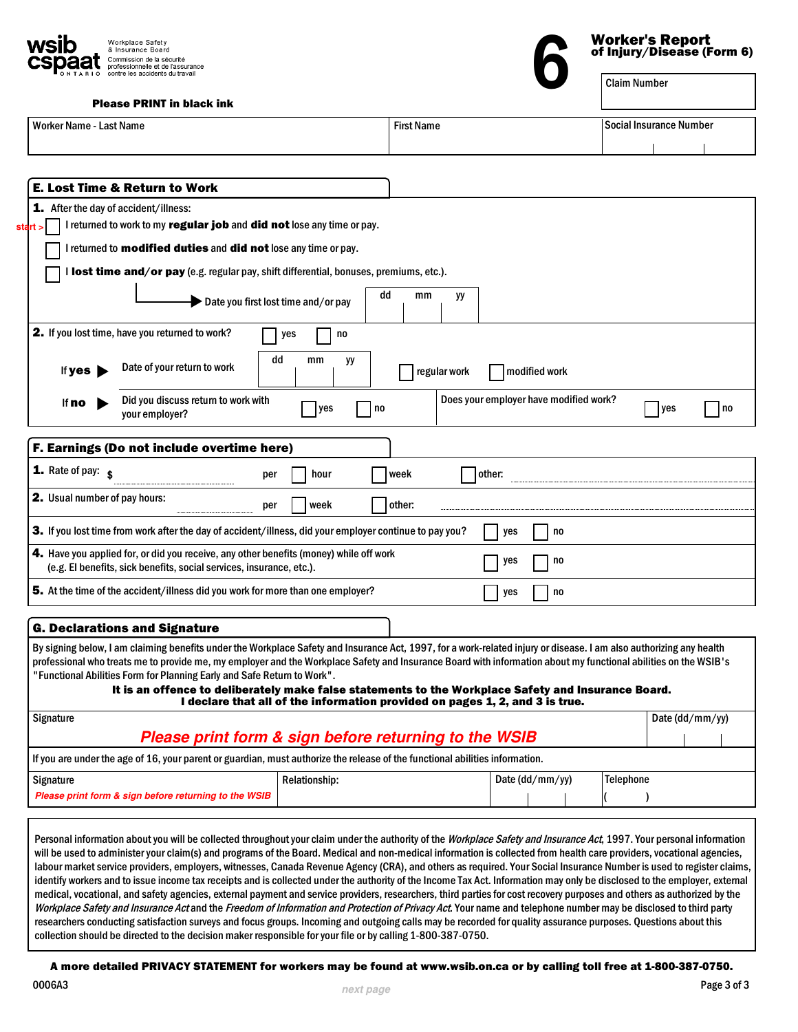wsib cspaat ONTARIO — Workplace Safety & Insurance Board / Commission de la sécurité professionnelle et de l'assurance contre les accidents du travail

# 6 Worker's Report of Injury/Disease (Form 6)

Claim Number

**Please PRINT in black ink**

| Worker Name - Last Name | First Name | Social Insurance Number |
|---|---|---|
| | | |

## E. Lost Time & Return to Work

**1.** After the day of accident/illness:

start > ☐ I returned to work to my **regular job** and **did not** lose any time or pay.

☐ I returned to **modified duties** and **did not** lose any time or pay.

☐ I **lost time and/or pay** (e.g. regular pay, shift differential, bonuses, premiums, etc.).

→ Date you first lost time and/or pay: dd mm yy

**2.** If you lost time, have you returned to work? ☐ yes ☐ no

If **yes** ▶ Date of your return to work: dd mm yy ☐ regular work ☐ modified work

If **no** ▶ Did you discuss return to work with your employer? ☐ yes ☐ no — Does your employer have modified work? ☐ yes ☐ no

## F. Earnings (Do not include overtime here)

**1.** Rate of pay: $ ............ per ☐ hour ☐ week ☐ other: ............

**2.** Usual number of pay hours: ............ per ☐ week ☐ other: ............

**3.** If you lost time from work after the day of accident/illness, did your employer continue to pay you? ☐ yes ☐ no

**4.** Have you applied for, or did you receive, any other benefits (money) while off work (e.g. EI benefits, sick benefits, social services, insurance, etc.). ☐ yes ☐ no

**5.** At the time of the accident/illness did you work for more than one employer? ☐ yes ☐ no

## G. Declarations and Signature

By signing below, I am claiming benefits under the Workplace Safety and Insurance Act, 1997, for a work-related injury or disease. I am also authorizing any health professional who treats me to provide me, my employer and the Workplace Safety and Insurance Board with information about my functional abilities on the WSIB's "Functional Abilities Form for Planning Early and Safe Return to Work".

**It is an offence to deliberately make false statements to the Workplace Safety and Insurance Board.**
**I declare that all of the information provided on pages 1, 2, and 3 is true.**

| Signature | Date (dd/mm/yy) |
|---|---|
| *Please print form & sign before returning to the WSIB* | |

If you are under the age of 16, your parent or guardian, must authorize the release of the functional abilities information.

| Signature | Relationship: | Date (dd/mm/yy) | Telephone |
|---|---|---|---|
| *Please print form & sign before returning to the WSIB* | | | ( ) |

Personal information about you will be collected throughout your claim under the authority of the *Workplace Safety and Insurance Act*, 1997. Your personal information will be used to administer your claim(s) and programs of the Board. Medical and non-medical information is collected from health care providers, vocational agencies, labour market service providers, employers, witnesses, Canada Revenue Agency (CRA), and others as required. Your Social Insurance Number is used to register claims, identify workers and to issue income tax receipts and is collected under the authority of the Income Tax Act. Information may only be disclosed to the employer, external medical, vocational, and safety agencies, external payment and service providers, researchers, third parties for cost recovery purposes and others as authorized by the *Workplace Safety and Insurance Act* and the *Freedom of Information and Protection of Privacy Act*. Your name and telephone number may be disclosed to third party researchers conducting satisfaction surveys and focus groups. Incoming and outgoing calls may be recorded for quality assurance purposes. Questions about this collection should be directed to the decision maker responsible for your file or by calling 1-800-387-0750.

**A more detailed PRIVACY STATEMENT for workers may be found at www.wsib.on.ca or by calling toll free at 1-800-387-0750.**

0006A3

next page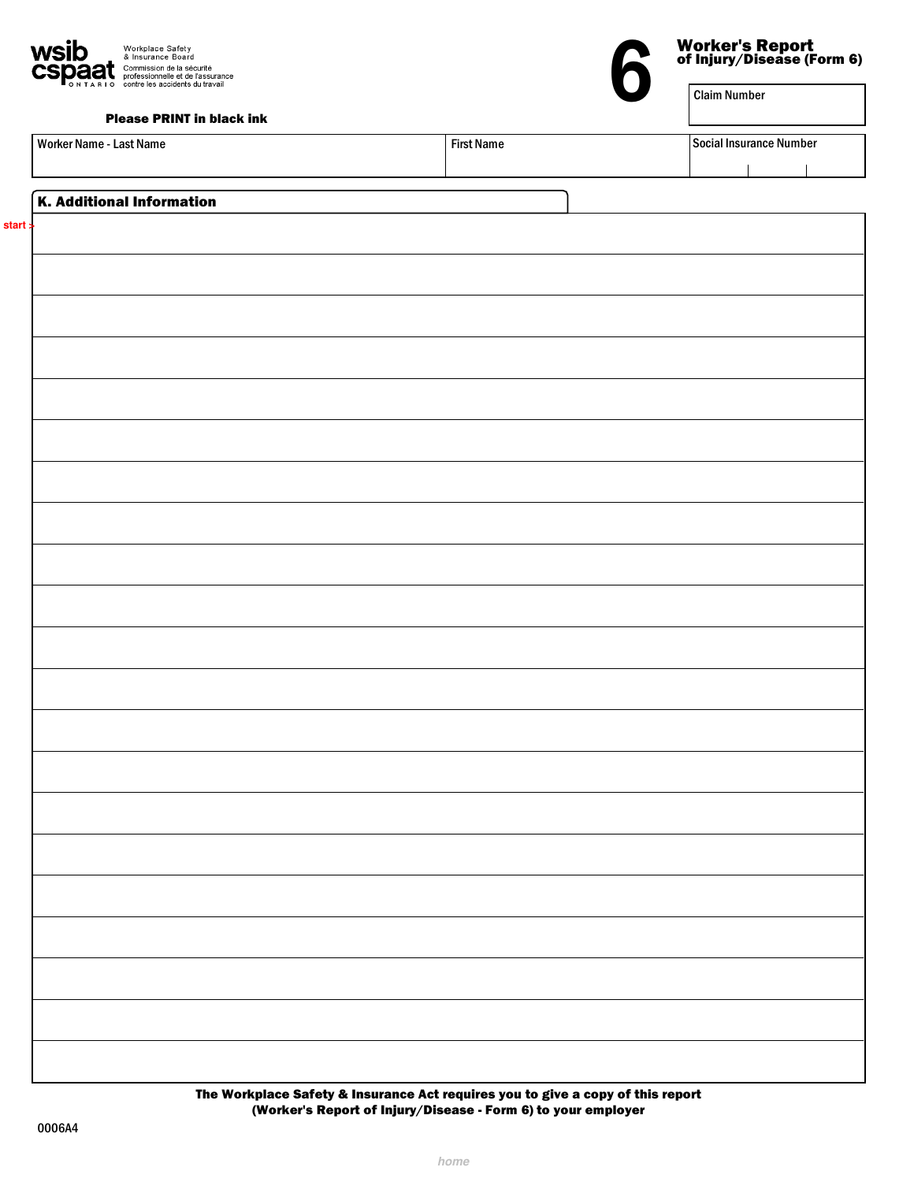wsib cspaat ONTARIO

Workplace Safety & Insurance Board

Commission de la sécurité professionnelle et de l'assurance contre les accidents du travail

# 6 Worker's Report of Injury/Disease (Form 6)

| Claim Number |
|---|
| |

**Please PRINT in black ink**

| Worker Name - Last Name | First Name | Social Insurance Number |
|---|---|---|
| | | |

## K. Additional Information

start >

**The Workplace Safety & Insurance Act requires you to give a copy of this report (Worker's Report of Injury/Disease - Form 6) to your employer**

0006A4

*home*